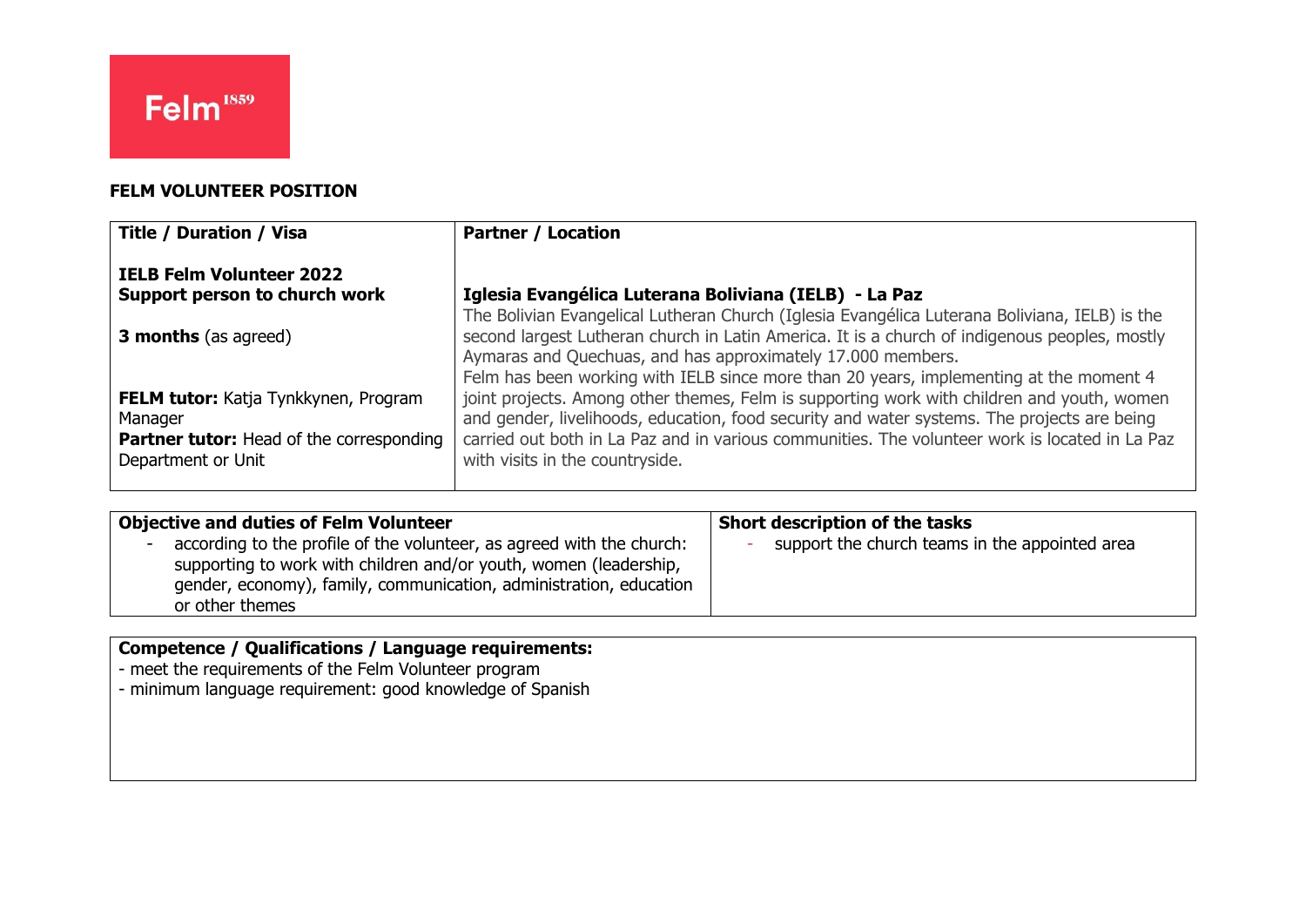Felm[1859]

**FELM VOLUNTEER POSITION**

| **Title / Duration / Visa** | **Partner / Location** |
|---|---|
| **IELB Felm Volunteer 2022**<br>**Support person to church work**<br><br>**3 months** (as agreed)<br><br>**FELM tutor:** Katja Tynkkynen, Program Manager<br>**Partner tutor:** Head of the corresponding Department or Unit | **Iglesia Evangélica Luterana Boliviana (IELB) - La Paz**<br>The Bolivian Evangelical Lutheran Church (Iglesia Evangélica Luterana Boliviana, IELB) is the second largest Lutheran church in Latin America. It is a church of indigenous peoples, mostly Aymaras and Quechuas, and has approximately 17.000 members.<br>Felm has been working with IELB since more than 20 years, implementing at the moment 4 joint projects. Among other themes, Felm is supporting work with children and youth, women and gender, livelihoods, education, food security and water systems. The projects are being carried out both in La Paz and in various communities. The volunteer work is located in La Paz with visits in the countryside. |

| **Objective and duties of Felm Volunteer** | **Short description of the tasks** |
|---|---|
| - according to the profile of the volunteer, as agreed with the church: supporting to work with children and/or youth, women (leadership, gender, economy), family, communication, administration, education or other themes | - support the church teams in the appointed area |

| **Competence / Qualifications / Language requirements:** |
|---|
| - meet the requirements of the Felm Volunteer program<br>- minimum language requirement: good knowledge of Spanish |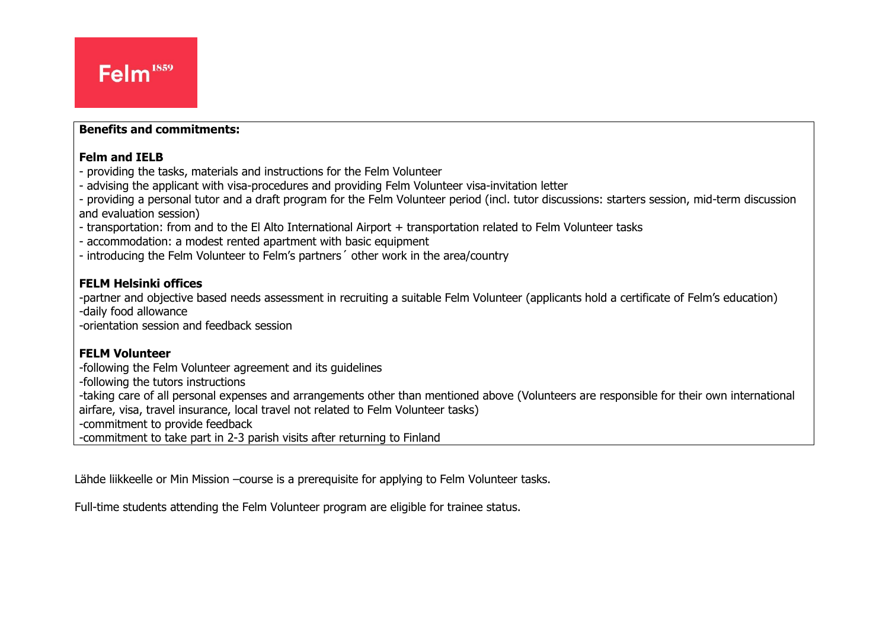Felm[1859]

**Benefits and commitments:**

**Felm and IELB**

- providing the tasks, materials and instructions for the Felm Volunteer
- advising the applicant with visa-procedures and providing Felm Volunteer visa-invitation letter
- providing a personal tutor and a draft program for the Felm Volunteer period (incl. tutor discussions: starters session, mid-term discussion and evaluation session)
- transportation: from and to the El Alto International Airport + transportation related to Felm Volunteer tasks
- accommodation: a modest rented apartment with basic equipment
- introducing the Felm Volunteer to Felm's partners´ other work in the area/country

**FELM Helsinki offices**

-partner and objective based needs assessment in recruiting a suitable Felm Volunteer (applicants hold a certificate of Felm's education)
-daily food allowance
-orientation session and feedback session

**FELM Volunteer**

-following the Felm Volunteer agreement and its guidelines
-following the tutors instructions
-taking care of all personal expenses and arrangements other than mentioned above (Volunteers are responsible for their own international airfare, visa, travel insurance, local travel not related to Felm Volunteer tasks)
-commitment to provide feedback
-commitment to take part in 2-3 parish visits after returning to Finland

Lähde liikkeelle or Min Mission –course is a prerequisite for applying to Felm Volunteer tasks.

Full-time students attending the Felm Volunteer program are eligible for trainee status.